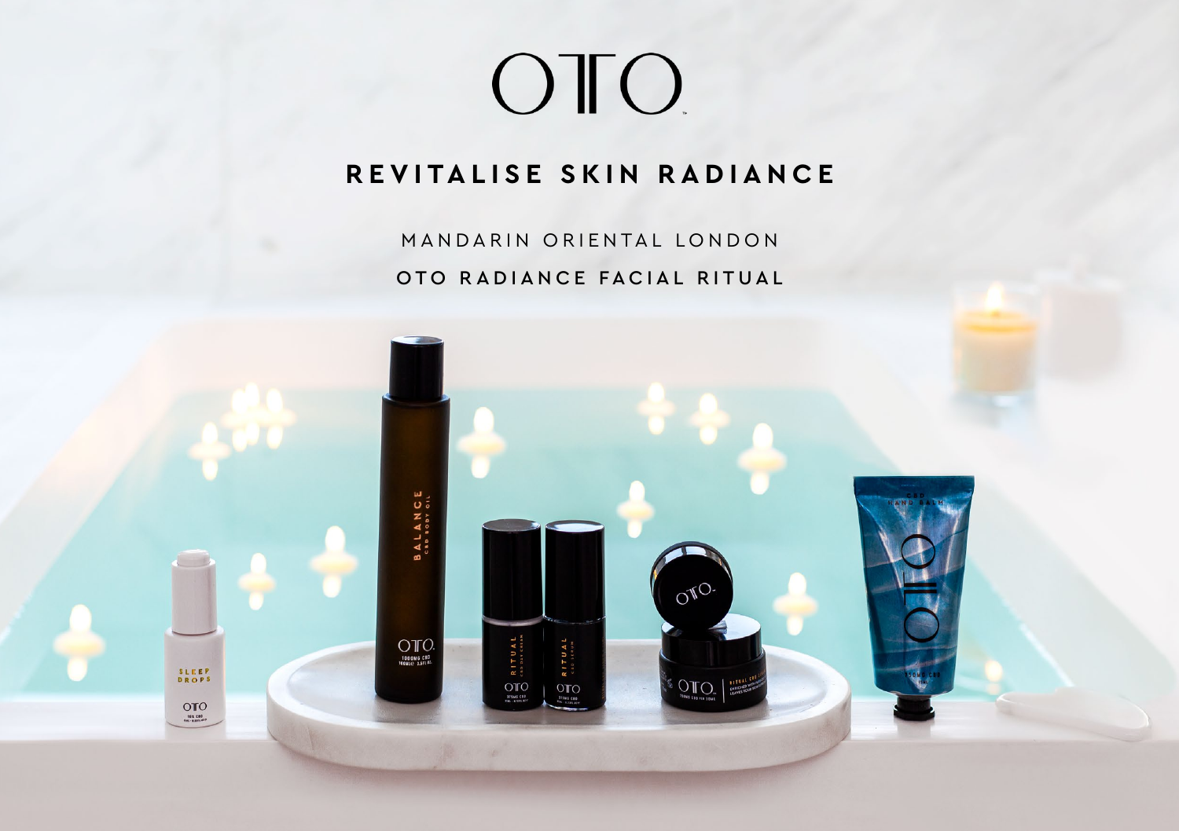# OTO

## REVITALISE SKIN RADIANCE

MANDARIN ORIENTAL LONDON

**OTO RADIANCE FACIAL RITUAL**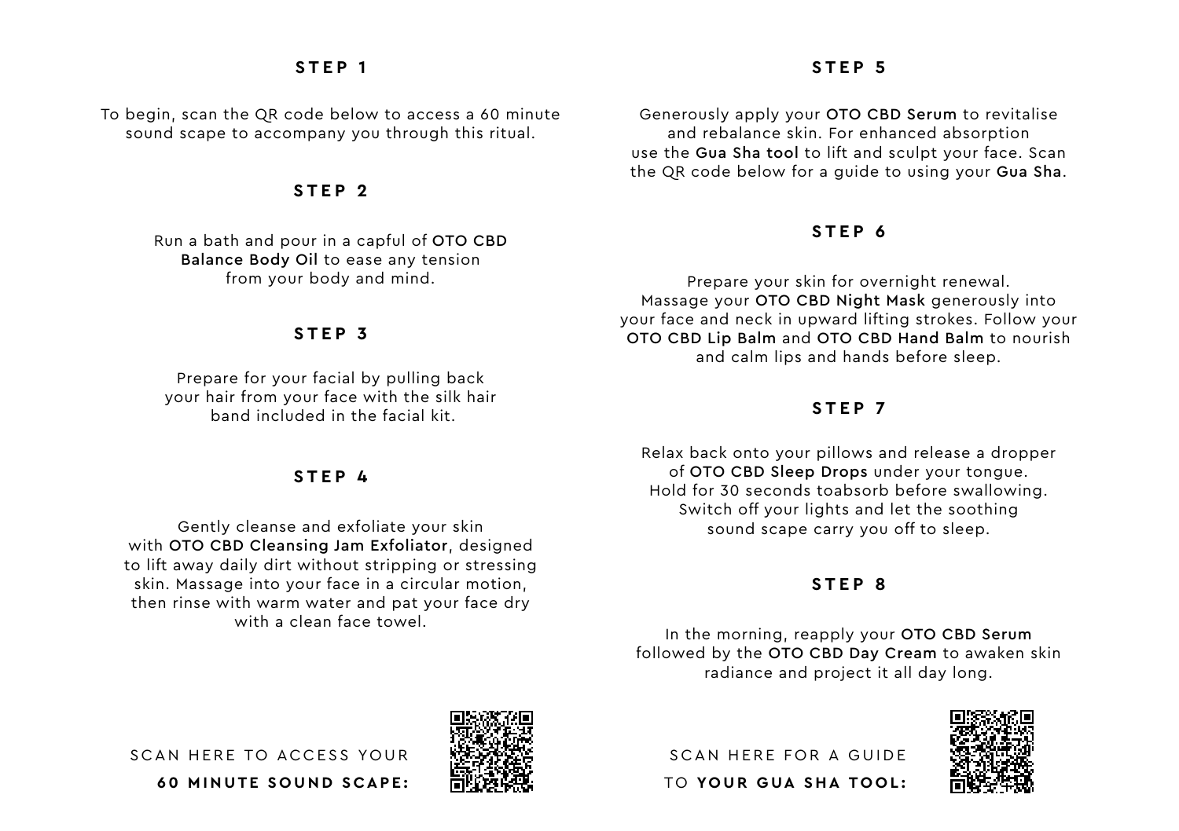## STEP 1

To begin, scan the QR code below to access a 60 minute sound scape to accompany you through this ritual.

## STEP 2

Run a bath and pour in a capful of **OTO CBD Balance Body Oil** to ease any tension from your body and mind.

## STEP 3

Prepare for your facial by pulling back your hair from your face with the silk hair band included in the facial kit.

## STEP 4

Gently cleanse and exfoliate your skin with **OTO CBD Cleansing Jam Exfoliator**, designed to lift away daily dirt without stripping or stressing skin. Massage into your face in a circular motion, then rinse with warm water and pat your face dry with a clean face towel.

SCAN HERE TO ACCESS YOUR **60 MINUTE SOUND SCAPE:**

## STEP 5

Generously apply your **OTO CBD Serum** to revitalise and rebalance skin. For enhanced absorption use the **Gua Sha tool** to lift and sculpt your face. Scan the QR code below for a guide to using your **Gua Sha**.

## STEP 6

Prepare your skin for overnight renewal. Massage your **OTO CBD Night Mask** generously into your face and neck in upward lifting strokes. Follow your **OTO CBD Lip Balm** and **OTO CBD Hand Balm** to nourish and calm lips and hands before sleep.

## STEP 7

Relax back onto your pillows and release a dropper of **OTO CBD Sleep Drops** under your tongue. Hold for 30 seconds toabsorb before swallowing. Switch off your lights and let the soothing sound scape carry you off to sleep.

## STEP 8

In the morning, reapply your **OTO CBD Serum** followed by the **OTO CBD Day Cream** to awaken skin radiance and project it all day long.

SCAN HERE FOR A GUIDE TO **YOUR GUA SHA TOOL:**